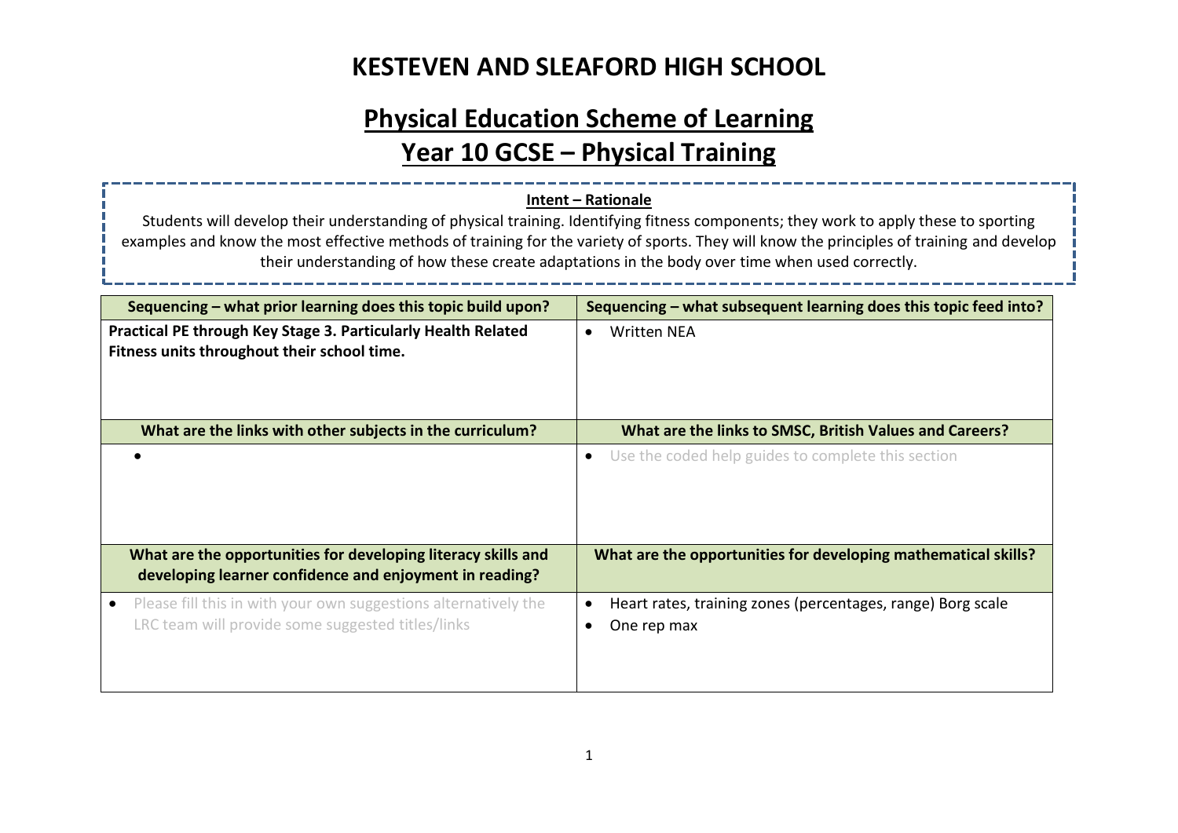# KESTEVEN AND SLEAFORD HIGH SCHOOL

## Physical Education Scheme of Learning

## Year 10 GCSE – Physical Training

**Intent – Rationale**

Students will develop their understanding of physical training. Identifying fitness components; they work to apply these to sporting examples and know the most effective methods of training for the variety of sports. They will know the principles of training and develop their understanding of how these create adaptations in the body over time when used correctly.

| Sequencing – what prior learning does this topic build upon? | Sequencing – what subsequent learning does this topic feed into? |
|---|---|
| **Practical PE through Key Stage 3. Particularly Health Related Fitness units throughout their school time.** | • Written NEA |
| **What are the links with other subjects in the curriculum?** | **What are the links to SMSC, British Values and Careers?** |
| • | • Use the coded help guides to complete this section |
| **What are the opportunities for developing literacy skills and developing learner confidence and enjoyment in reading?** | **What are the opportunities for developing mathematical skills?** |
| • Please fill this in with your own suggestions alternatively the LRC team will provide some suggested titles/links | • Heart rates, training zones (percentages, range) Borg scale<br>• One rep max |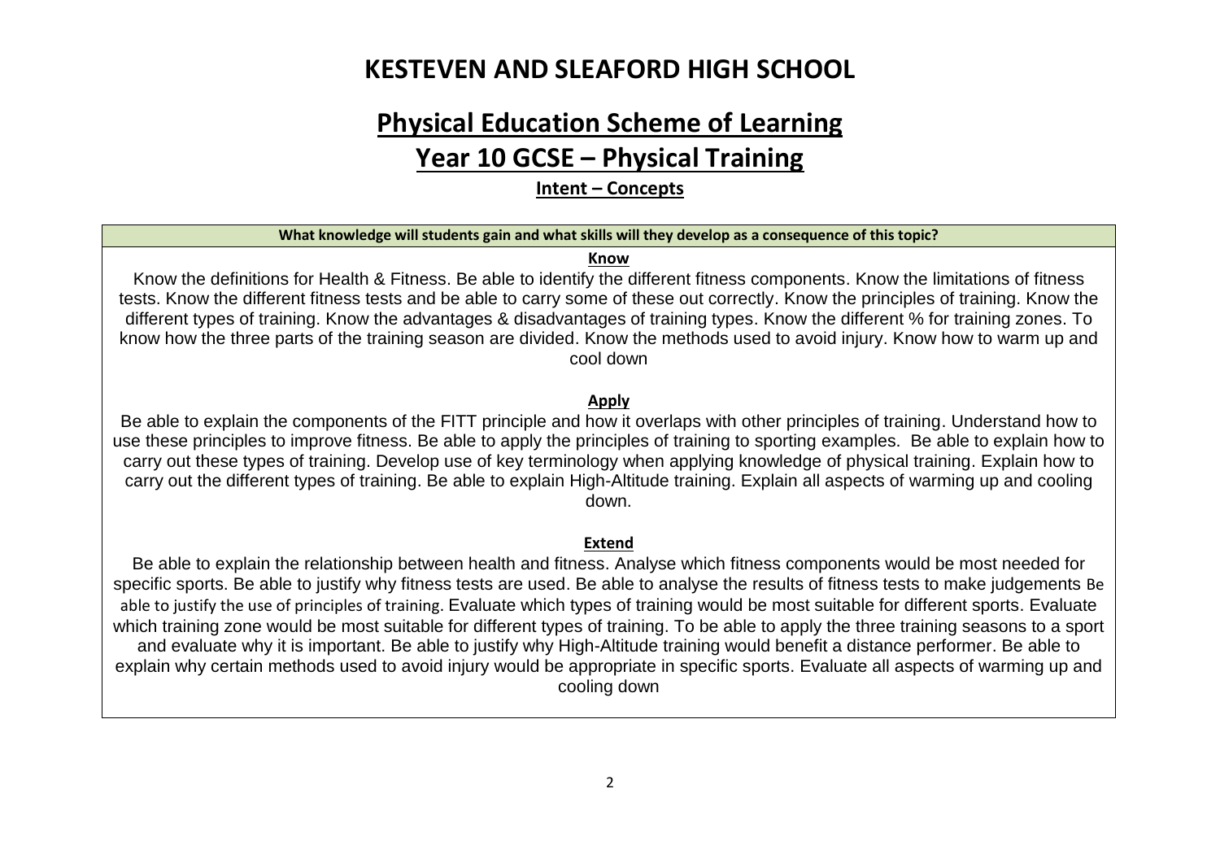# KESTEVEN AND SLEAFORD HIGH SCHOOL

## Physical Education Scheme of Learning

## Year 10 GCSE – Physical Training

### Intent – Concepts

| What knowledge will students gain and what skills will they develop as a consequence of this topic? |
|---|
| **Know**<br>Know the definitions for Health & Fitness. Be able to identify the different fitness components. Know the limitations of fitness tests. Know the different fitness tests and be able to carry some of these out correctly. Know the principles of training. Know the different types of training. Know the advantages & disadvantages of training types. Know the different % for training zones. To know how the three parts of the training season are divided. Know the methods used to avoid injury. Know how to warm up and cool down<br><br>**Apply**<br>Be able to explain the components of the FITT principle and how it overlaps with other principles of training. Understand how to use these principles to improve fitness. Be able to apply the principles of training to sporting examples. Be able to explain how to carry out these types of training. Develop use of key terminology when applying knowledge of physical training. Explain how to carry out the different types of training. Be able to explain High-Altitude training. Explain all aspects of warming up and cooling down.<br><br>**Extend**<br>Be able to explain the relationship between health and fitness. Analyse which fitness components would be most needed for specific sports. Be able to justify why fitness tests are used. Be able to analyse the results of fitness tests to make judgements Be able to justify the use of principles of training. Evaluate which types of training would be most suitable for different sports. Evaluate which training zone would be most suitable for different types of training. To be able to apply the three training seasons to a sport and evaluate why it is important. Be able to justify why High-Altitude training would benefit a distance performer. Be able to explain why certain methods used to avoid injury would be appropriate in specific sports. Evaluate all aspects of warming up and cooling down |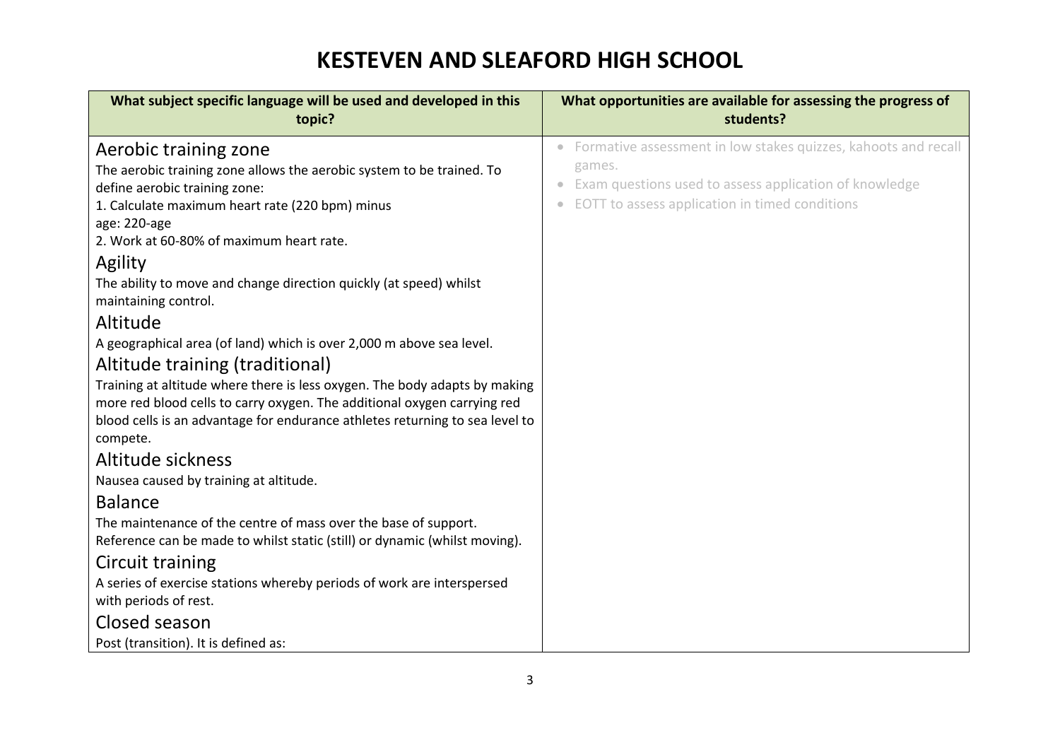# KESTEVEN AND SLEAFORD HIGH SCHOOL

| What subject specific language will be used and developed in this topic? | What opportunities are available for assessing the progress of students? |
|---|---|
| **Aerobic training zone**<br>The aerobic training zone allows the aerobic system to be trained. To define aerobic training zone:<br>1. Calculate maximum heart rate (220 bpm) minus age: 220-age<br>2. Work at 60-80% of maximum heart rate.<br>**Agility**<br>The ability to move and change direction quickly (at speed) whilst maintaining control.<br>**Altitude**<br>A geographical area (of land) which is over 2,000 m above sea level.<br>**Altitude training (traditional)**<br>Training at altitude where there is less oxygen. The body adapts by making more red blood cells to carry oxygen. The additional oxygen carrying red blood cells is an advantage for endurance athletes returning to sea level to compete.<br>**Altitude sickness**<br>Nausea caused by training at altitude.<br>**Balance**<br>The maintenance of the centre of mass over the base of support. Reference can be made to whilst static (still) or dynamic (whilst moving).<br>**Circuit training**<br>A series of exercise stations whereby periods of work are interspersed with periods of rest.<br>**Closed season**<br>Post (transition). It is defined as: | • Formative assessment in low stakes quizzes, kahoots and recall games.<br>• Exam questions used to assess application of knowledge<br>• EOTT to assess application in timed conditions |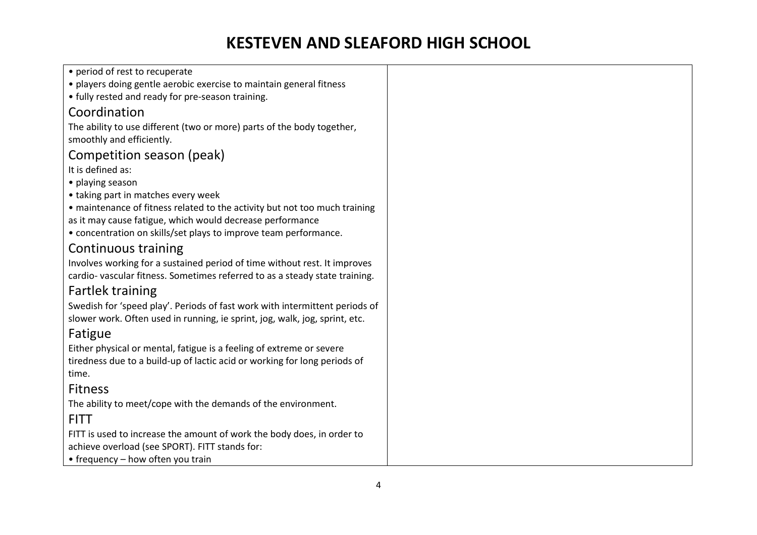# KESTEVEN AND SLEAFORD HIGH SCHOOL

- period of rest to recuperate
- players doing gentle aerobic exercise to maintain general fitness
- fully rested and ready for pre-season training.

## Coordination

The ability to use different (two or more) parts of the body together, smoothly and efficiently.

## Competition season (peak)

It is defined as:

- playing season
- taking part in matches every week
- maintenance of fitness related to the activity but not too much training as it may cause fatigue, which would decrease performance
- concentration on skills/set plays to improve team performance.

## Continuous training

Involves working for a sustained period of time without rest. It improves cardio- vascular fitness. Sometimes referred to as a steady state training.

## Fartlek training

Swedish for 'speed play'. Periods of fast work with intermittent periods of slower work. Often used in running, ie sprint, jog, walk, jog, sprint, etc.

## Fatigue

Either physical or mental, fatigue is a feeling of extreme or severe tiredness due to a build-up of lactic acid or working for long periods of time.

## Fitness

The ability to meet/cope with the demands of the environment.

## FITT

FITT is used to increase the amount of work the body does, in order to achieve overload (see SPORT). FITT stands for:

- frequency – how often you train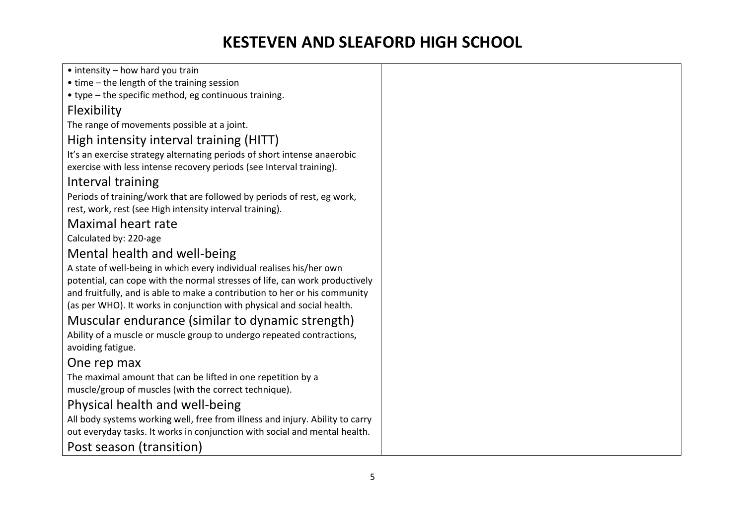# KESTEVEN AND SLEAFORD HIGH SCHOOL

- intensity – how hard you train
- time – the length of the training session
- type – the specific method, eg continuous training.

### Flexibility

The range of movements possible at a joint.

### High intensity interval training (HITT)

It's an exercise strategy alternating periods of short intense anaerobic exercise with less intense recovery periods (see Interval training).

### Interval training

Periods of training/work that are followed by periods of rest, eg work, rest, work, rest (see High intensity interval training).

### Maximal heart rate

Calculated by: 220-age

### Mental health and well-being

A state of well-being in which every individual realises his/her own potential, can cope with the normal stresses of life, can work productively and fruitfully, and is able to make a contribution to her or his community (as per WHO). It works in conjunction with physical and social health.

### Muscular endurance (similar to dynamic strength)

Ability of a muscle or muscle group to undergo repeated contractions, avoiding fatigue.

### One rep max

The maximal amount that can be lifted in one repetition by a muscle/group of muscles (with the correct technique).

### Physical health and well-being

All body systems working well, free from illness and injury. Ability to carry out everyday tasks. It works in conjunction with social and mental health.

### Post season (transition)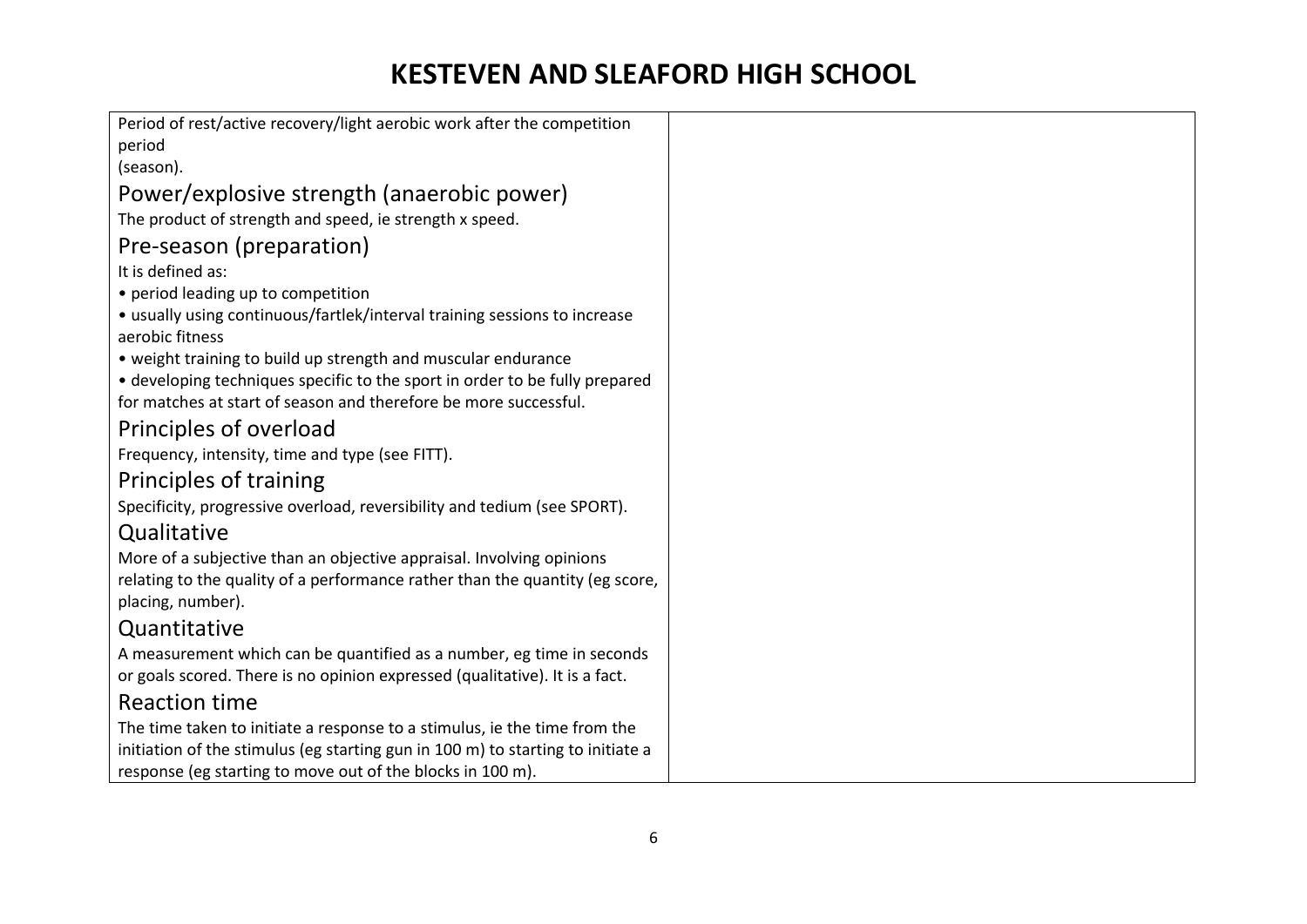Period of rest/active recovery/light aerobic work after the competition period
(season).

## Power/explosive strength (anaerobic power)

The product of strength and speed, ie strength x speed.

## Pre-season (preparation)

It is defined as:

- period leading up to competition
- usually using continuous/fartlek/interval training sessions to increase aerobic fitness
- weight training to build up strength and muscular endurance
- developing techniques specific to the sport in order to be fully prepared for matches at start of season and therefore be more successful.

## Principles of overload

Frequency, intensity, time and type (see FITT).

## Principles of training

Specificity, progressive overload, reversibility and tedium (see SPORT).

## Qualitative

More of a subjective than an objective appraisal. Involving opinions relating to the quality of a performance rather than the quantity (eg score, placing, number).

## Quantitative

A measurement which can be quantified as a number, eg time in seconds or goals scored. There is no opinion expressed (qualitative). It is a fact.

## Reaction time

The time taken to initiate a response to a stimulus, ie the time from the initiation of the stimulus (eg starting gun in 100 m) to starting to initiate a response (eg starting to move out of the blocks in 100 m).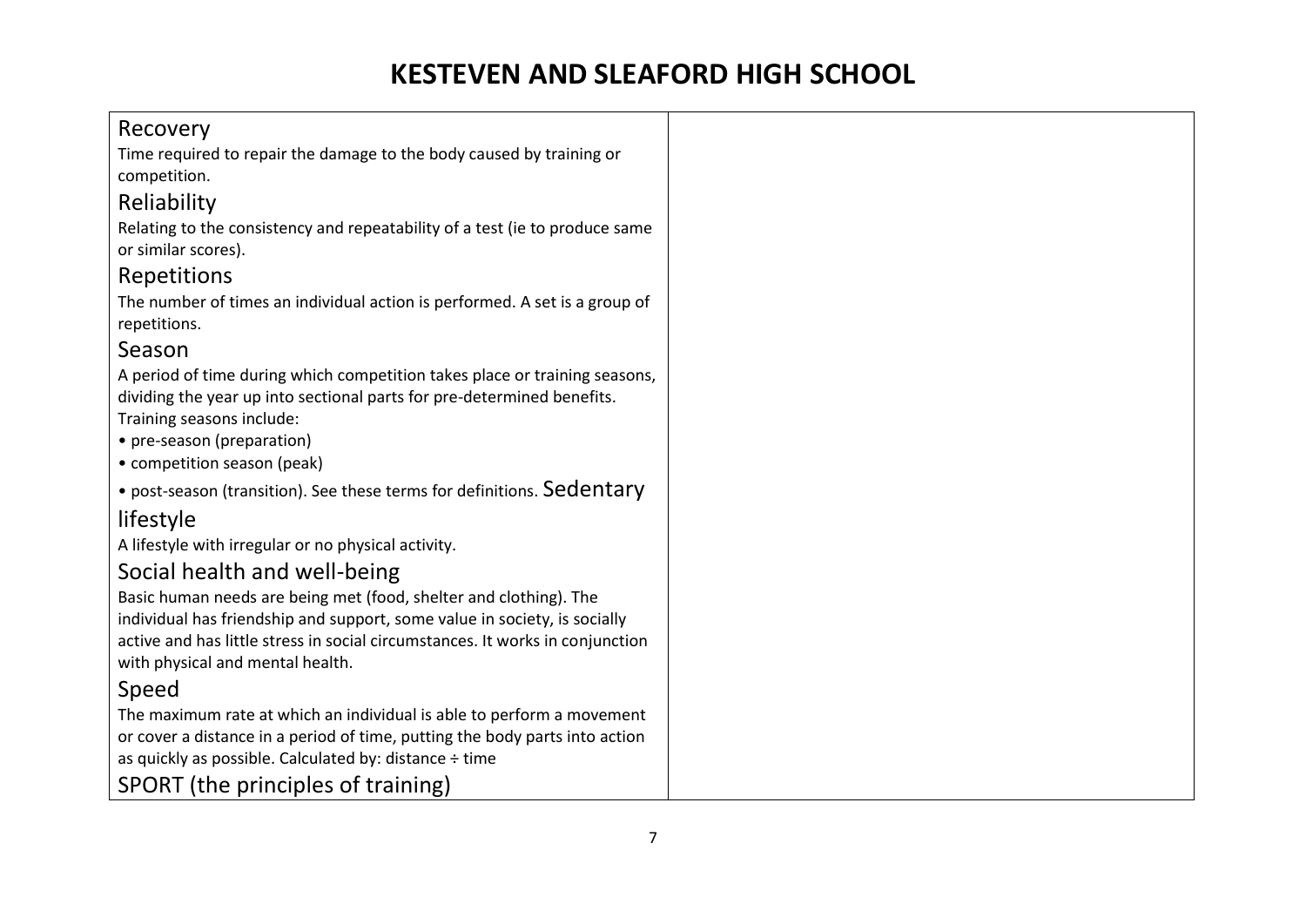# KESTEVEN AND SLEAFORD HIGH SCHOOL

### Recovery

Time required to repair the damage to the body caused by training or competition.

### Reliability

Relating to the consistency and repeatability of a test (ie to produce same or similar scores).

### Repetitions

The number of times an individual action is performed. A set is a group of repetitions.

### Season

A period of time during which competition takes place or training seasons, dividing the year up into sectional parts for pre-determined benefits. Training seasons include:

- pre-season (preparation)
- competition season (peak)
- post-season (transition). See these terms for definitions.

### Sedentary lifestyle

A lifestyle with irregular or no physical activity.

### Social health and well-being

Basic human needs are being met (food, shelter and clothing). The individual has friendship and support, some value in society, is socially active and has little stress in social circumstances. It works in conjunction with physical and mental health.

### Speed

The maximum rate at which an individual is able to perform a movement or cover a distance in a period of time, putting the body parts into action as quickly as possible. Calculated by: distance ÷ time

### SPORT (the principles of training)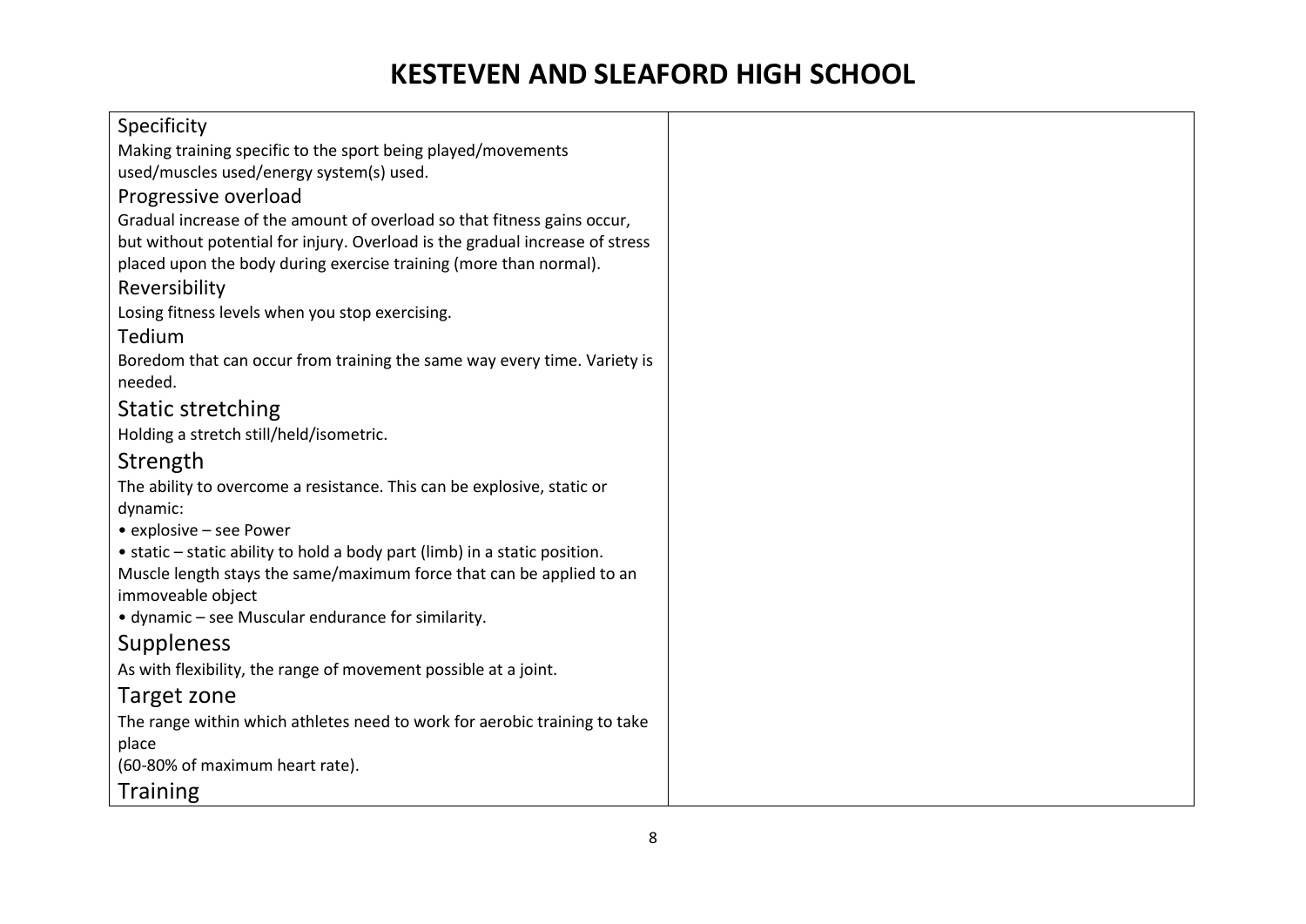# KESTEVEN AND SLEAFORD HIGH SCHOOL

| | |
|---|---|
| **Specificity**<br>Making training specific to the sport being played/movements used/muscles used/energy system(s) used.<br>**Progressive overload**<br>Gradual increase of the amount of overload so that fitness gains occur, but without potential for injury. Overload is the gradual increase of stress placed upon the body during exercise training (more than normal).<br>**Reversibility**<br>Losing fitness levels when you stop exercising.<br>**Tedium**<br>Boredom that can occur from training the same way every time. Variety is needed.<br>**Static stretching**<br>Holding a stretch still/held/isometric.<br>**Strength**<br>The ability to overcome a resistance. This can be explosive, static or dynamic:<br>• explosive – see Power<br>• static – static ability to hold a body part (limb) in a static position. Muscle length stays the same/maximum force that can be applied to an immoveable object<br>• dynamic – see Muscular endurance for similarity.<br>**Suppleness**<br>As with flexibility, the range of movement possible at a joint.<br>**Target zone**<br>The range within which athletes need to work for aerobic training to take place<br>(60-80% of maximum heart rate).<br>**Training** | |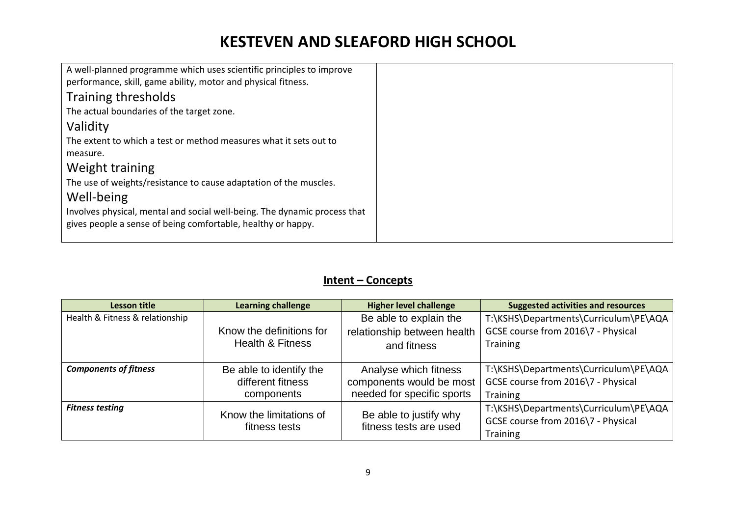# KESTEVEN AND SLEAFORD HIGH SCHOOL

A well-planned programme which uses scientific principles to improve performance, skill, game ability, motor and physical fitness.

## Training thresholds

The actual boundaries of the target zone.

## Validity

The extent to which a test or method measures what it sets out to measure.

## Weight training

The use of weights/resistance to cause adaptation of the muscles.

## Well-being

Involves physical, mental and social well-being. The dynamic process that gives people a sense of being comfortable, healthy or happy.

## Intent – Concepts

| Lesson title | Learning challenge | Higher level challenge | Suggested activities and resources |
|---|---|---|---|
| Health & Fitness & relationship | Know the definitions for Health & Fitness | Be able to explain the relationship between health and fitness | T:\KSHS\Departments\Curriculum\PE\AQA GCSE course from 2016\7 - Physical Training |
| ***Components of fitness*** | Be able to identify the different fitness components | Analyse which fitness components would be most needed for specific sports | T:\KSHS\Departments\Curriculum\PE\AQA GCSE course from 2016\7 - Physical Training |
| ***Fitness testing*** | Know the limitations of fitness tests | Be able to justify why fitness tests are used | T:\KSHS\Departments\Curriculum\PE\AQA GCSE course from 2016\7 - Physical Training |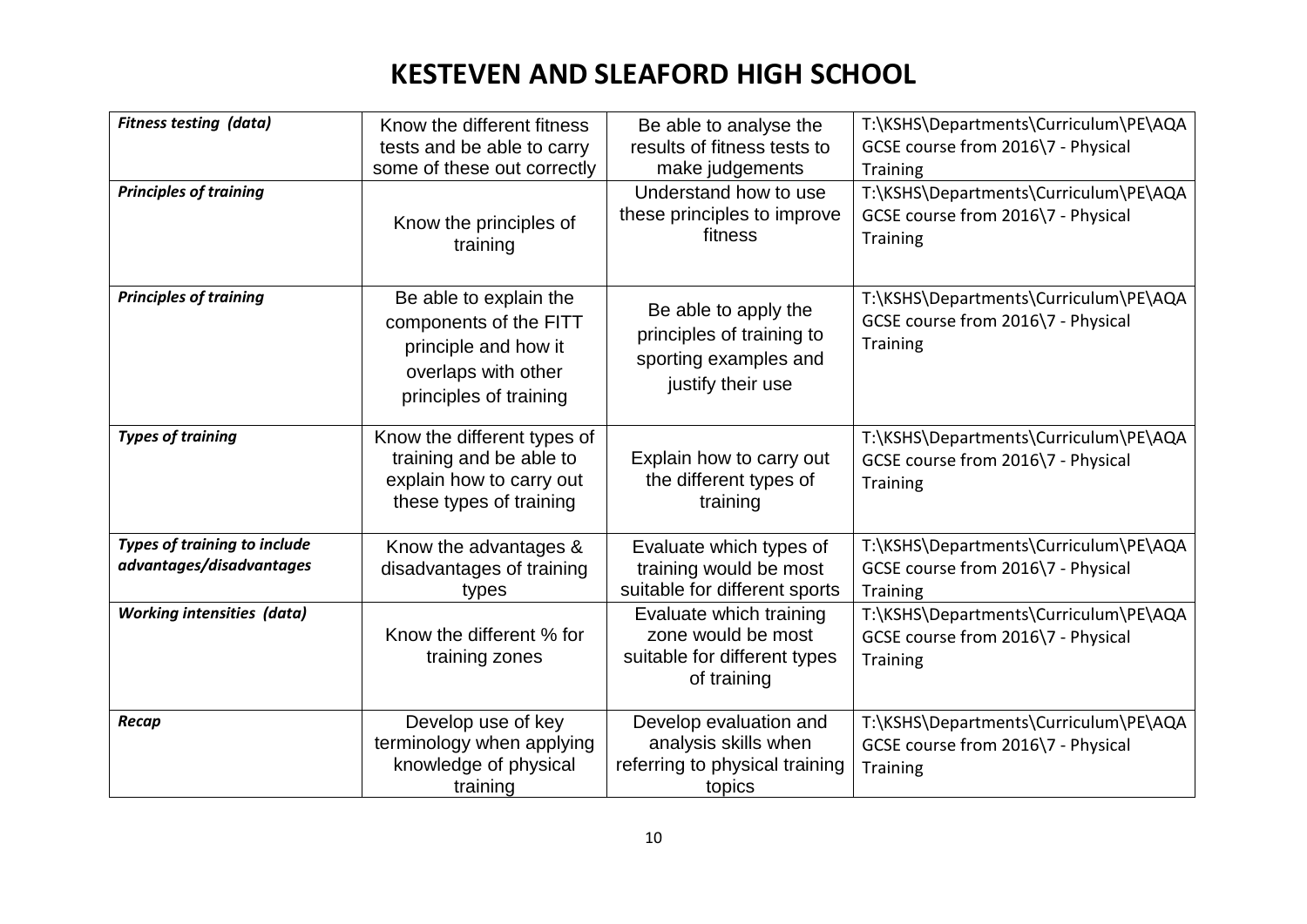# KESTEVEN AND SLEAFORD HIGH SCHOOL

| | | | |
|---|---|---|---|
| ***Fitness testing (data)*** | Know the different fitness tests and be able to carry some of these out correctly | Be able to analyse the results of fitness tests to make judgements | T:\KSHS\Departments\Curriculum\PE\AQA GCSE course from 2016\7 - Physical Training |
| ***Principles of training*** | Know the principles of training | Understand how to use these principles to improve fitness | T:\KSHS\Departments\Curriculum\PE\AQA GCSE course from 2016\7 - Physical Training |
| ***Principles of training*** | Be able to explain the components of the FITT principle and how it overlaps with other principles of training | Be able to apply the principles of training to sporting examples and justify their use | T:\KSHS\Departments\Curriculum\PE\AQA GCSE course from 2016\7 - Physical Training |
| ***Types of training*** | Know the different types of training and be able to explain how to carry out these types of training | Explain how to carry out the different types of training | T:\KSHS\Departments\Curriculum\PE\AQA GCSE course from 2016\7 - Physical Training |
| ***Types of training to include advantages/disadvantages*** | Know the advantages & disadvantages of training types | Evaluate which types of training would be most suitable for different sports | T:\KSHS\Departments\Curriculum\PE\AQA GCSE course from 2016\7 - Physical Training |
| ***Working intensities (data)*** | Know the different % for training zones | Evaluate which training zone would be most suitable for different types of training | T:\KSHS\Departments\Curriculum\PE\AQA GCSE course from 2016\7 - Physical Training |
| ***Recap*** | Develop use of key terminology when applying knowledge of physical training | Develop evaluation and analysis skills when referring to physical training topics | T:\KSHS\Departments\Curriculum\PE\AQA GCSE course from 2016\7 - Physical Training |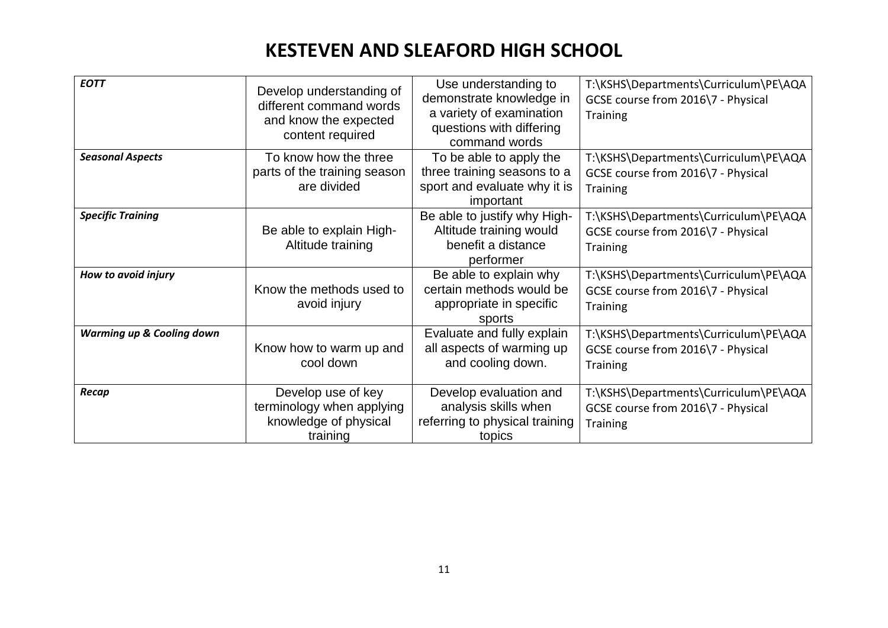# KESTEVEN AND SLEAFORD HIGH SCHOOL

| | | | |
|---|---|---|---|
| ***EOTT*** | Develop understanding of different command words and know the expected content required | Use understanding to demonstrate knowledge in a variety of examination questions with differing command words | T:\KSHS\Departments\Curriculum\PE\AQA GCSE course from 2016\7 - Physical Training |
| ***Seasonal Aspects*** | To know how the three parts of the training season are divided | To be able to apply the three training seasons to a sport and evaluate why it is important | T:\KSHS\Departments\Curriculum\PE\AQA GCSE course from 2016\7 - Physical Training |
| ***Specific Training*** | Be able to explain High-Altitude training | Be able to justify why High-Altitude training would benefit a distance performer | T:\KSHS\Departments\Curriculum\PE\AQA GCSE course from 2016\7 - Physical Training |
| ***How to avoid injury*** | Know the methods used to avoid injury | Be able to explain why certain methods would be appropriate in specific sports | T:\KSHS\Departments\Curriculum\PE\AQA GCSE course from 2016\7 - Physical Training |
| ***Warming up & Cooling down*** | Know how to warm up and cool down | Evaluate and fully explain all aspects of warming up and cooling down. | T:\KSHS\Departments\Curriculum\PE\AQA GCSE course from 2016\7 - Physical Training |
| ***Recap*** | Develop use of key terminology when applying knowledge of physical training | Develop evaluation and analysis skills when referring to physical training topics | T:\KSHS\Departments\Curriculum\PE\AQA GCSE course from 2016\7 - Physical Training |